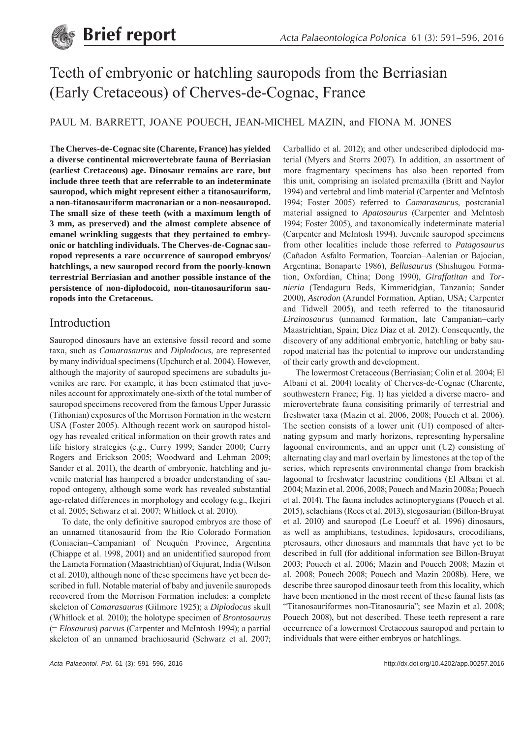# Teeth of embryonic or hatchling sauropods from the Berriasian (Early Cretaceous) of Cherves-de-Cognac, France

PAUL M. BARRETT, JOANE POUECH, JEAN-MICHEL MAZIN, and FIONA M. JONES

**The Cherves-de-Cognac site (Charente, France) has yielded a diverse continental microvertebrate fauna of Berriasian (earliest Cretaceous) age. Dinosaur remains are rare, but include three teeth that are referrable to an indeterminate sauropod, which might represent either a titanosauriform, a non-titanosauriform macronarian or a non-neosauropod. The small size of these teeth (with a maximum length of 3 mm, as preserved) and the almost complete absence of emanel wrinkling suggests that they pertained to embryonic or hatchling individuals. The Cherves-de-Cognac sauropod represents a rare occurrence of sauropod embryos/hatchlings, a new sauropod record from the poorly-known terrestrial Berriasian and another possible instance of the persistence of non-diplodocoid, non-titanosauriform sauropods into the Cretaceous.**

## Introduction

Sauropod dinosaurs have an extensive fossil record and some taxa, such as *Camarasaurus* and *Diplodocus*, are represented by many individual specimens (Upchurch et al. 2004). However, although the majority of sauropod specimens are subadults juveniles are rare. For example, it has been estimated that juveniles account for approximately one-sixth of the total number of sauropod specimens recovered from the famous Upper Jurassic (Tithonian) exposures of the Morrison Formation in the western USA (Foster 2005). Although recent work on sauropod histology has revealed critical information on their growth rates and life history strategies (e.g., Curry 1999; Sander 2000; Curry Rogers and Erickson 2005; Woodward and Lehman 2009; Sander et al. 2011), the dearth of embryonic, hatchling and juvenile material has hampered a broader understanding of sauropod ontogeny, although some work has revealed substantial age-related differences in morphology and ecology (e.g., Ikejiri et al. 2005; Schwarz et al. 2007; Whitlock et al. 2010).

To date, the only definitive sauropod embryos are those of an unnamed titanosaurid from the Rio Colorado Formation (Coniacian–Campanian) of Neuquén Province, Argentina (Chiappe et al. 1998, 2001) and an unidentified sauropod from the Lameta Formation (Maastrichtian) of Gujurat, India (Wilson et al. 2010), although none of these specimens have yet been described in full. Notable material of baby and juvenile sauropods recovered from the Morrison Formation includes: a complete skeleton of *Camarasaurus* (Gilmore 1925); a *Diplodocus* skull (Whitlock et al. 2010); the holotype specimen of *Brontosaurus* (= *Elosaurus*) *parvus* (Carpenter and McIntosh 1994); a partial skeleton of an unnamed brachiosaurid (Schwarz et al. 2007; Carballido et al. 2012); and other undescribed diplodocid material (Myers and Storrs 2007). In addition, an assortment of more fragmentary specimens has also been reported from this unit, comprising an isolated premaxilla (Britt and Naylor 1994) and vertebral and limb material (Carpenter and McIntosh 1994; Foster 2005) referred to *Camarasaurus*, postcranial material assigned to *Apatosaurus* (Carpenter and McIntosh 1994; Foster 2005), and taxonomically indeterminate material (Carpenter and McIntosh 1994). Juvenile sauropod specimens from other localities include those referred to *Patagosaurus* (Cañadon Asfalto Formation, Toarcian–Aalenian or Bajocian, Argentina; Bonaparte 1986), *Bellusaurus* (Shishugou Formation, Oxfordian, China; Dong 1990), *Giraffatitan* and *Tornieria* (Tendaguru Beds, Kimmeridgian, Tanzania; Sander 2000), *Astrodon* (Arundel Formation, Aptian, USA; Carpenter and Tidwell 2005), and teeth referred to the titanosaurid *Lirainosaurus* (unnamed formation, late Campanian–early Maastrichtian, Spain; Díez Díaz et al. 2012). Consequently, the discovery of any additional embryonic, hatchling or baby sauropod material has the potential to improve our understanding of their early growth and development.

The lowermost Cretaceous (Berriasian; Colin et al. 2004; El Albani et al. 2004) locality of Cherves-de-Cognac (Charente, southwestern France; Fig. 1) has yielded a diverse macro- and microvertebrate fauna consisiting primarily of terrestrial and freshwater taxa (Mazin et al. 2006, 2008; Pouech et al. 2006). The section consists of a lower unit (U1) composed of alternating gypsum and marly horizons, representing hypersaline lagoonal environments, and an upper unit (U2) consisting of alternating clay and marl overlain by limestones at the top of the series, which represents environmental change from brackish lagoonal to freshwater lacustrine conditions (El Albani et al. 2004; Mazin et al. 2006, 2008; Pouech and Mazin 2008a; Pouech et al. 2014). The fauna includes actinopterygians (Pouech et al. 2015), selachians (Rees et al. 2013), stegosaurian (Billon-Bruyat et al. 2010) and sauropod (Le Loeuff et al. 1996) dinosaurs, as well as amphibians, testudines, lepidosaurs, crocodilians, pterosaurs, other dinosaurs and mammals that have yet to be described in full (for additional information see Billon-Bruyat 2003; Pouech et al. 2006; Mazin and Pouech 2008; Mazin et al. 2008; Pouech 2008; Pouech and Mazin 2008b). Here, we describe three sauropod dinosaur teeth from this locality, which have been mentioned in the most recent of these faunal lists (as "Titanosauriformes non-Titanosauria"; see Mazin et al. 2008; Pouech 2008), but not described. These teeth represent a rare occurrence of a lowermost Cretaceous sauropod and pertain to individuals that were either embryos or hatchlings.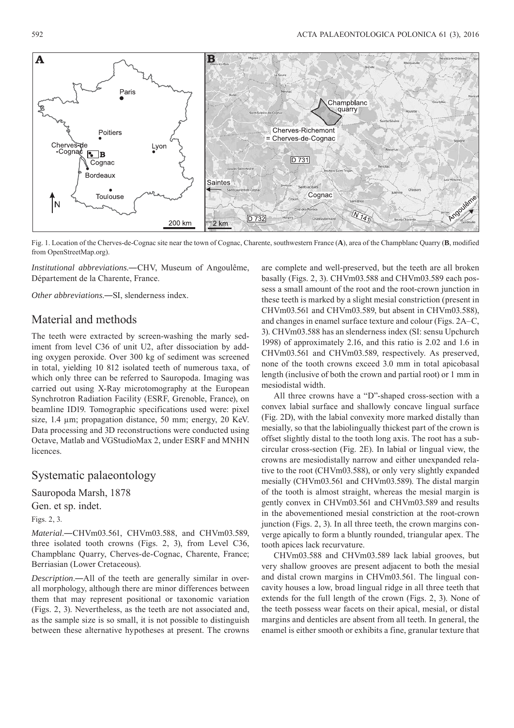Fig. 1. Location of the Cherves-de-Cognac site near the town of Cognac, Charente, southwestern France (**A**), area of the Champblanc Quarry (**B**, modified from OpenStreetMap.org).

*Institutional abbreviations*.—CHV, Museum of Angoulême, Département de la Charente, France.

*Other abbreviations*.—SI, slenderness index.

## Material and methods

The teeth were extracted by screen-washing the marly sediment from level C36 of unit U2, after dissociation by adding oxygen peroxide. Over 300 kg of sediment was screened in total, yielding 10 812 isolated teeth of numerous taxa, of which only three can be referred to Sauropoda. Imaging was carried out using X-Ray microtomography at the European Synchrotron Radiation Facility (ESRF, Grenoble, France), on beamline ID19. Tomographic specifications used were: pixel size, 1.4 µm; propagation distance, 50 mm; energy, 20 KeV. Data processing and 3D reconstructions were conducted using Octave, Matlab and VGStudioMax 2, under ESRF and MNHN licences.

## Systematic palaeontology

### Sauropoda Marsh, 1878

### Gen. et sp. indet.

Figs. 2, 3.

*Material*.—CHVm03.561, CHVm03.588, and CHVm03.589, three isolated tooth crowns (Figs. 2, 3), from Level C36, Champblanc Quarry, Cherves-de-Cognac, Charente, France; Berriasian (Lower Cretaceous).

*Description*.—All of the teeth are generally similar in overall morphology, although there are minor differences between them that may represent positional or taxonomic variation (Figs. 2, 3). Nevertheless, as the teeth are not associated and, as the sample size is so small, it is not possible to distinguish between these alternative hypotheses at present. The crowns are complete and well-preserved, but the teeth are all broken basally (Figs. 2, 3). CHVm03.588 and CHVm03.589 each possess a small amount of the root and the root-crown junction in these teeth is marked by a slight mesial constriction (present in CHVm03.561 and CHVm03.589, but absent in CHVm03.588), and changes in enamel surface texture and colour (Figs. 2A–C, 3). CHVm03.588 has an slenderness index (SI: sensu Upchurch 1998) of approximately 2.16, and this ratio is 2.02 and 1.6 in CHVm03.561 and CHVm03.589, respectively. As preserved, none of the tooth crowns exceed 3.0 mm in total apicobasal length (inclusive of both the crown and partial root) or 1 mm in mesiodistal width.

All three crowns have a "D"-shaped cross-section with a convex labial surface and shallowly concave lingual surface (Fig. 2D), with the labial convexity more marked distally than mesially, so that the labiolingually thickest part of the crown is offset slightly distal to the tooth long axis. The root has a subcircular cross-section (Fig. 2E). In labial or lingual view, the crowns are mesiodistally narrow and either unexpanded relative to the root (CHVm03.588), or only very slightly expanded mesially (CHVm03.561 and CHVm03.589). The distal margin of the tooth is almost straight, whereas the mesial margin is gently convex in CHVm03.561 and CHVm03.589 and results in the abovementioned mesial constriction at the root-crown junction (Figs. 2, 3). In all three teeth, the crown margins converge apically to form a bluntly rounded, triangular apex. The tooth apices lack recurvature.

CHVm03.588 and CHVm03.589 lack labial grooves, but very shallow grooves are present adjacent to both the mesial and distal crown margins in CHVm03.561. The lingual concavity houses a low, broad lingual ridge in all three teeth that extends for the full length of the crown (Figs. 2, 3). None of the teeth possess wear facets on their apical, mesial, or distal margins and denticles are absent from all teeth. In general, the enamel is either smooth or exhibits a fine, granular texture that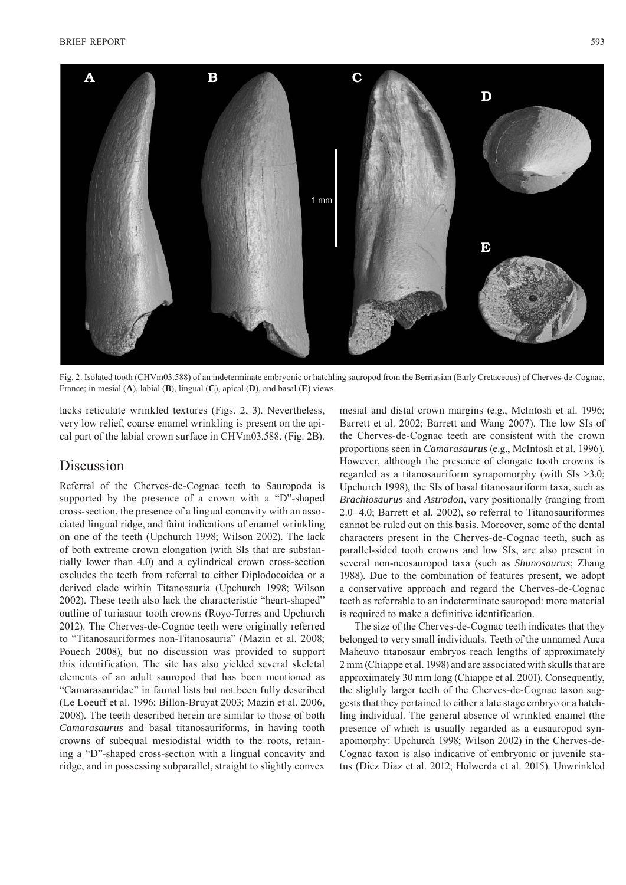Fig. 2. Isolated tooth (CHVm03.588) of an indeterminate embryonic or hatchling sauropod from the Berriasian (Early Cretaceous) of Cherves-de-Cognac, France; in mesial (**A**), labial (**B**), lingual (**C**), apical (**D**), and basal (**E**) views.

lacks reticulate wrinkled textures (Figs. 2, 3). Nevertheless, very low relief, coarse enamel wrinkling is present on the apical part of the labial crown surface in CHVm03.588. (Fig. 2B).

## Discussion

Referral of the Cherves-de-Cognac teeth to Sauropoda is supported by the presence of a crown with a "D"-shaped cross-section, the presence of a lingual concavity with an associated lingual ridge, and faint indications of enamel wrinkling on one of the teeth (Upchurch 1998; Wilson 2002). The lack of both extreme crown elongation (with SIs that are substantially lower than 4.0) and a cylindrical crown cross-section excludes the teeth from referral to either Diplodocoidea or a derived clade within Titanosauria (Upchurch 1998; Wilson 2002). These teeth also lack the characteristic "heart-shaped" outline of turiasaur tooth crowns (Royo-Torres and Upchurch 2012). The Cherves-de-Cognac teeth were originally referred to "Titanosauriformes non-Titanosauria" (Mazin et al. 2008; Pouech 2008), but no discussion was provided to support this identification. The site has also yielded several skeletal elements of an adult sauropod that has been mentioned as "Camarasauridae" in faunal lists but not been fully described (Le Loeuff et al. 1996; Billon-Bruyat 2003; Mazin et al. 2006, 2008). The teeth described herein are similar to those of both *Camarasaurus* and basal titanosauriforms, in having tooth crowns of subequal mesiodistal width to the roots, retaining a "D"-shaped cross-section with a lingual concavity and ridge, and in possessing subparallel, straight to slightly convex mesial and distal crown margins (e.g., McIntosh et al. 1996; Barrett et al. 2002; Barrett and Wang 2007). The low SIs of the Cherves-de-Cognac teeth are consistent with the crown proportions seen in *Camarasaurus* (e.g., McIntosh et al. 1996). However, although the presence of elongate tooth crowns is regarded as a titanosauriform synapomorphy (with SIs >3.0; Upchurch 1998), the SIs of basal titanosauriform taxa, such as *Brachiosaurus* and *Astrodon*, vary positionally (ranging from 2.0–4.0; Barrett et al. 2002), so referral to Titanosauriformes cannot be ruled out on this basis. Moreover, some of the dental characters present in the Cherves-de-Cognac teeth, such as parallel-sided tooth crowns and low SIs, are also present in several non-neosauropod taxa (such as *Shunosaurus*; Zhang 1988). Due to the combination of features present, we adopt a conservative approach and regard the Cherves-de-Cognac teeth as referrable to an indeterminate sauropod: more material is required to make a definitive identification.

The size of the Cherves-de-Cognac teeth indicates that they belonged to very small individuals. Teeth of the unnamed Auca Maheuvo titanosaur embryos reach lengths of approximately 2 mm (Chiappe et al. 1998) and are associated with skulls that are approximately 30 mm long (Chiappe et al. 2001). Consequently, the slightly larger teeth of the Cherves-de-Cognac taxon suggests that they pertained to either a late stage embryo or a hatchling individual. The general absence of wrinkled enamel (the presence of which is usually regarded as a eusauropod synapomorphy: Upchurch 1998; Wilson 2002) in the Cherves-de-Cognac taxon is also indicative of embryonic or juvenile status (Díez Díaz et al. 2012; Holwerda et al. 2015). Unwrinkled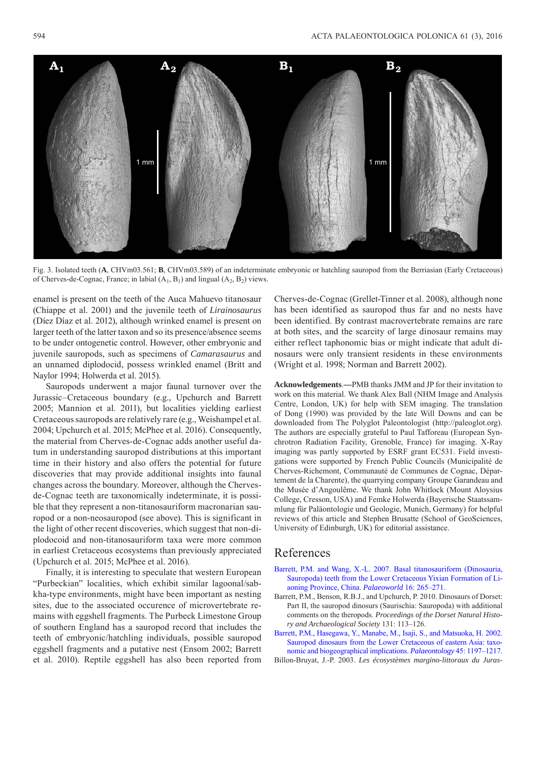Fig. 3. Isolated teeth (**A**, CHVm03.561; **B**, CHVm03.589) of an indeterminate embryonic or hatchling sauropod from the Berriasian (Early Cretaceous) of Cherves-de-Cognac, France; in labial ($A_1$, $B_1$) and lingual ($A_2$, $B_2$) views.

enamel is present on the teeth of the Auca Mahuevo titanosaur (Chiappe et al. 2001) and the juvenile teeth of *Lirainosaurus* (Díez Díaz et al. 2012), although wrinked enamel is present on larger teeth of the latter taxon and so its presence/absence seems to be under ontogenetic control. However, other embryonic and juvenile sauropods, such as specimens of *Camarasaurus* and an unnamed diplodocid, possess wrinkled enamel (Britt and Naylor 1994; Holwerda et al. 2015).

Sauropods underwent a major faunal turnover over the Jurassic–Cretaceous boundary (e.g., Upchurch and Barrett 2005; Mannion et al. 2011), but localities yielding earliest Cretaceous sauropods are relatively rare (e.g., Weishampel et al. 2004; Upchurch et al. 2015; McPhee et al. 2016). Consequently, the material from Cherves-de-Cognac adds another useful datum in understanding sauropod distributions at this important time in their history and also offers the potential for future discoveries that may provide additional insights into faunal changes across the boundary. Moreover, although the Cherves-de-Cognac teeth are taxonomically indeterminate, it is possible that they represent a non-titanosauriform macronarian sauropod or a non-neosauropod (see above). This is significant in the light of other recent discoveries, which suggest that non-diplodocoid and non-titanosauriform taxa were more common in earliest Cretaceous ecosystems than previously appreciated (Upchurch et al. 2015; McPhee et al. 2016).

Finally, it is interesting to speculate that western European "Purbeckian" localities, which exhibit similar lagoonal/sabkha-type environments, might have been important as nesting sites, due to the associated occurence of microvertebrate remains with eggshell fragments. The Purbeck Limestone Group of southern England has a sauropod record that includes the teeth of embryonic/hatchling individuals, possible sauropod eggshell fragments and a putative nest (Ensom 2002; Barrett et al. 2010). Reptile eggshell has also been reported from Cherves-de-Cognac (Grellet-Tinner et al. 2008), although none has been identified as sauropod thus far and no nests have been identified. By contrast macrovertebrate remains are rare at both sites, and the scarcity of large dinosaur remains may either reflect taphonomic bias or might indicate that adult dinosaurs were only transient residents in these environments (Wright et al. 1998; Norman and Barrett 2002).

**Acknowledgements**.—PMB thanks JMM and JP for their invitation to work on this material. We thank Alex Ball (NHM Image and Analysis Centre, London, UK) for help with SEM imaging. The translation of Dong (1990) was provided by the late Will Downs and can be downloaded from The Polyglot Paleontologist (http://paleoglot.org). The authors are especially grateful to Paul Tafforeau (European Synchrotron Radiation Facility, Grenoble, France) for imaging. X-Ray imaging was partly supported by ESRF grant EC531. Field investigations were supported by French Public Councils (Municipalité de Cherves-Richemont, Communauté de Communes de Cognac, Département de la Charente), the quarrying company Groupe Garandeau and the Musée d'Angoulême. We thank John Whitlock (Mount Aloysius College, Cresson, USA) and Femke Holwerda (Bayerische Staatssammlung für Paläontologie und Geologie, Munich, Germany) for helpful reviews of this article and Stephen Brusatte (School of GeoSciences, University of Edinburgh, UK) for editorial assistance.

## References

Barrett, P.M. and Wang, X.-L. 2007. Basal titanosauriform (Dinosauria, Sauropoda) teeth from the Lower Cretaceous Yixian Formation of Liaoning Province, China. *Palaeoworld* 16: 265–271.

Barrett, P.M., Benson, R.B.J., and Upchurch, P. 2010. Dinosaurs of Dorset: Part II, the sauropod dinosurs (Saurischia: Sauropoda) with additional comments on the theropods. *Proceedings of the Dorset Natural History and Archaeological Society* 131: 113–126.

Barrett, P.M., Hasegawa, Y., Manabe, M., Isaji, S., and Matsuoka, H. 2002. Sauropod dinosaurs from the Lower Cretaceous of eastern Asia: taxonomic and biogeographical implications. *Palaeontology* 45: 1197–1217.

Billon-Bruyat, J.-P. 2003. *Les écosystèmes margino-littoraux du Juras-*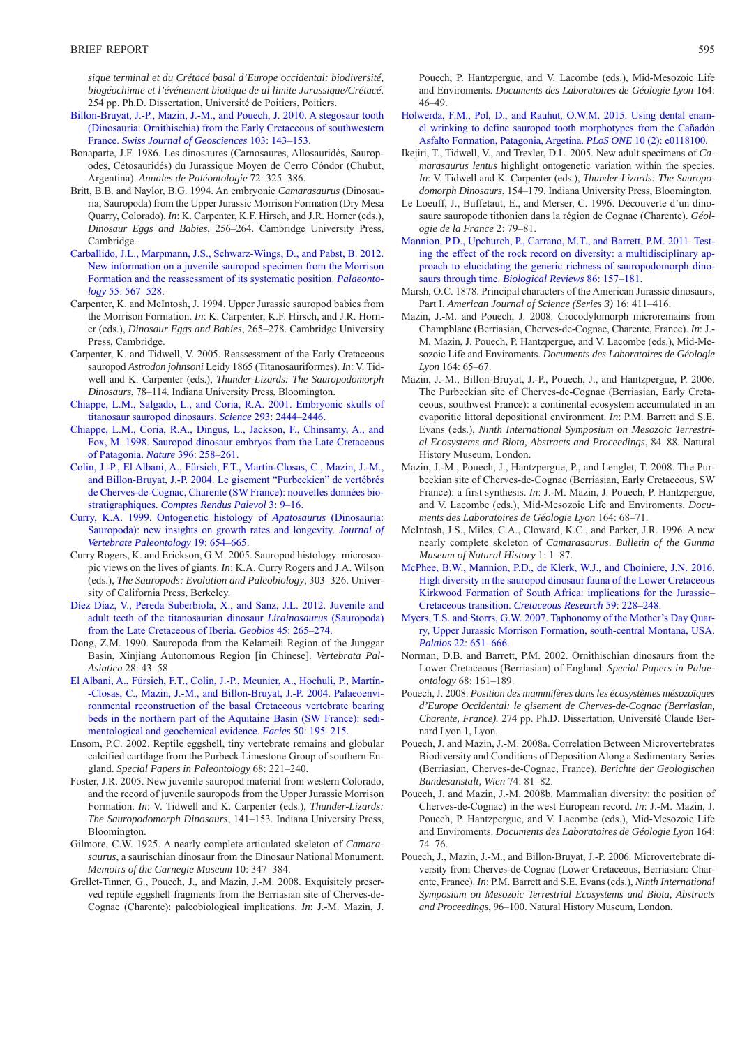*sique terminal et du Crétacé basal d'Europe occidental: biodiversité, biogéochimie et l'événement biotique de al limite Jurassique/Crétacé*. 254 pp. Ph.D. Dissertation, Université de Poitiers, Poitiers.

Billon-Bruyat, J.-P., Mazin, J.-M., and Pouech, J. 2010. A stegosaur tooth (Dinosauria: Ornithischia) from the Early Cretaceous of southwestern France. *Swiss Journal of Geosciences* 103: 143–153.

Bonaparte, J.F. 1986. Les dinosaures (Carnosaures, Allosauridés, Sauropodes, Cétosauridés) du Jurassique Moyen de Cerro Cóndor (Chubut, Argentina). *Annales de Paléontologie* 72: 325–386.

Britt, B.B. and Naylor, B.G. 1994. An embryonic *Camarasaurus* (Dinosauria, Sauropoda) from the Upper Jurassic Morrison Formation (Dry Mesa Quarry, Colorado). *In*: K. Carpenter, K.F. Hirsch, and J.R. Horner (eds.), *Dinosaur Eggs and Babies*, 256–264. Cambridge University Press, Cambridge.

Carballido, J.L., Marpmann, J.S., Schwarz-Wings, D., and Pabst, B. 2012. New information on a juvenile sauropod specimen from the Morrison Formation and the reassessment of its systematic position. *Palaeontology* 55: 567–528.

Carpenter, K. and McIntosh, J. 1994. Upper Jurassic sauropod babies from the Morrison Formation. *In*: K. Carpenter, K.F. Hirsch, and J.R. Horner (eds.), *Dinosaur Eggs and Babies*, 265–278. Cambridge University Press, Cambridge.

Carpenter, K. and Tidwell, V. 2005. Reassessment of the Early Cretaceous sauropod *Astrodon johnsoni* Leidy 1865 (Titanosauriformes). *In*: V. Tidwell and K. Carpenter (eds.), *Thunder-Lizards: The Sauropodomorph Dinosaurs*, 78–114. Indiana University Press, Bloomington.

Chiappe, L.M., Salgado, L., and Coria, R.A. 2001. Embryonic skulls of titanosaur sauropod dinosaurs. *Science* 293: 2444–2446.

Chiappe, L.M., Coria, R.A., Dingus, L., Jackson, F., Chinsamy, A., and Fox, M. 1998. Sauropod dinosaur embryos from the Late Cretaceous of Patagonia. *Nature* 396: 258–261.

Colin, J.-P., El Albani, A., Fürsich, F.T., Martín-Closas, C., Mazin, J.-M., and Billon-Bruyat, J.-P. 2004. Le gisement "Purbeckien" de vertébrés de Cherves-de-Cognac, Charente (SW France): nouvelles données biostratigraphiques. *Comptes Rendus Palevol* 3: 9–16.

Curry, K.A. 1999. Ontogenetic histology of *Apatosaurus* (Dinosauria: Sauropoda): new insights on growth rates and longevity. *Journal of Vertebrate Paleontology* 19: 654–665.

Curry Rogers, K. and Erickson, G.M. 2005. Sauropod histology: microscopic views on the lives of giants. *In*: K.A. Curry Rogers and J.A. Wilson (eds.), *The Sauropods: Evolution and Paleobiology*, 303–326. University of California Press, Berkeley.

Díez Díaz, V., Pereda Suberbiola, X., and Sanz, J.L. 2012. Juvenile and adult teeth of the titanosaurian dinosaur *Lirainosaurus* (Sauropoda) from the Late Cretaceous of Iberia. *Geobios* 45: 265–274.

Dong, Z.M. 1990. Sauropoda from the Kelameili Region of the Junggar Basin, Xinjiang Autonomous Region [in Chinese]. *Vertebrata PalAsiatica* 28: 43–58.

El Albani, A., Fürsich, F.T., Colin, J.-P., Meunier, A., Hochuli, P., Martín-Closas, C., Mazin, J.-M., and Billon-Bruyat, J.-P. 2004. Palaeoenvironmental reconstruction of the basal Cretaceous vertebrate bearing beds in the northern part of the Aquitaine Basin (SW France): sedimentological and geochemical evidence. *Facies* 50: 195–215.

Ensom, P.C. 2002. Reptile eggshell, tiny vertebrate remains and globular calcified cartilage from the Purbeck Limestone Group of southern England. *Special Papers in Paleontology* 68: 221–240.

Foster, J.R. 2005. New juvenile sauropod material from western Colorado, and the record of juvenile sauropods from the Upper Jurassic Morrison Formation. *In*: V. Tidwell and K. Carpenter (eds.), *Thunder-Lizards: The Sauropodomorph Dinosaurs*, 141–153. Indiana University Press, Bloomington.

Gilmore, C.W. 1925. A nearly complete articulated skeleton of *Camarasaurus*, a saurischian dinosaur from the Dinosaur National Monument. *Memoirs of the Carnegie Museum* 10: 347–384.

Grellet-Tinner, G., Pouech, J., and Mazin, J.-M. 2008. Exquisitely preserved reptile eggshell fragments from the Berriasian site of Cherves-de-Cognac (Charente): paleobiological implications. *In*: J.-M. Mazin, J. Pouech, P. Hantzpergue, and V. Lacombe (eds.), Mid-Mesozoic Life and Enviroments. *Documents des Laboratoires de Géologie Lyon* 164: 46–49.

Holwerda, F.M., Pol, D., and Rauhut, O.W.M. 2015. Using dental enamel wrinkling to define sauropod tooth morphotypes from the Cañadón Asfalto Formation, Patagonia, Argetina. *PLoS ONE* 10 (2): e0118100.

Ikejiri, T., Tidwell, V., and Trexler, D.L. 2005. New adult specimens of *Camarasaurus lentus* highlight ontogenetic variation within the species. *In*: V. Tidwell and K. Carpenter (eds.), *Thunder-Lizards: The Sauropodomorph Dinosaurs*, 154–179. Indiana University Press, Bloomington.

Le Loeuff, J., Buffetaut, E., and Merser, C. 1996. Découverte d'un dinosaure sauropode tithonien dans la région de Cognac (Charente). *Géologie de la France* 2: 79–81.

Mannion, P.D., Upchurch, P., Carrano, M.T., and Barrett, P.M. 2011. Testing the effect of the rock record on diversity: a multidisciplinary approach to elucidating the generic richness of sauropodomorph dinosaurs through time. *Biological Reviews* 86: 157–181.

Marsh, O.C. 1878. Principal characters of the American Jurassic dinosaurs, Part I. *American Journal of Science (Series 3)* 16: 411–416.

Mazin, J.-M. and Pouech, J. 2008. Crocodylomorph microremains from Champblanc (Berriasian, Cherves-de-Cognac, Charente, France). *In*: J.-M. Mazin, J. Pouech, P. Hantzpergue, and V. Lacombe (eds.), Mid-Mesozoic Life and Enviroments. *Documents des Laboratoires de Géologie Lyon* 164: 65–67.

Mazin, J.-M., Billon-Bruyat, J.-P., Pouech, J., and Hantzpergue, P. 2006. The Purbeckian site of Cherves-de-Cognac (Berriasian, Early Cretaceous, southwest France): a continental ecosystem accumulated in an evaporitic littoral depositional environment. *In*: P.M. Barrett and S.E. Evans (eds.), *Ninth International Symposium on Mesozoic Terrestrial Ecosystems and Biota, Abstracts and Proceedings*, 84–88. Natural History Museum, London.

Mazin, J.-M., Pouech, J., Hantzpergue, P., and Lenglet, T. 2008. The Purbeckian site of Cherves-de-Cognac (Berriasian, Early Cretaceous, SW France): a first synthesis. *In*: J.-M. Mazin, J. Pouech, P. Hantzpergue, and V. Lacombe (eds.), Mid-Mesozoic Life and Enviroments. *Documents des Laboratoires de Géologie Lyon* 164: 68–71.

McIntosh, J.S., Miles, C.A., Cloward, K.C., and Parker, J.R. 1996. A new nearly complete skeleton of *Camarasaurus*. *Bulletin of the Gunma Museum of Natural History* 1: 1–87.

McPhee, B.W., Mannion, P.D., de Klerk, W.J., and Choiniere, J.N. 2016. High diversity in the sauropod dinosaur fauna of the Lower Cretaceous Kirkwood Formation of South Africa: implications for the Jurassic–Cretaceous transition. *Cretaceous Research* 59: 228–248.

Myers, T.S. and Storrs, G.W. 2007. Taphonomy of the Mother's Day Quarry, Upper Jurassic Morrison Formation, south-central Montana, USA. *Palaios* 22: 651–666.

Norman, D.B. and Barrett, P.M. 2002. Ornithischian dinosaurs from the Lower Cretaceous (Berriasian) of England. *Special Papers in Palaeontology* 68: 161–189.

Pouech, J. 2008. *Position des mammifères dans les écosystèmes mésozoïques d'Europe Occidental: le gisement de Cherves-de-Cognac (Berriasian, Charente, France)*. 274 pp. Ph.D. Dissertation, Université Claude Bernard Lyon 1, Lyon.

Pouech, J. and Mazin, J.-M. 2008a. Correlation Between Microvertebrates Biodiversity and Conditions of Deposition Along a Sedimentary Series (Berriasian, Cherves-de-Cognac, France). *Berichte der Geologischen Bundesanstalt, Wien* 74: 81–82.

Pouech, J. and Mazin, J.-M. 2008b. Mammalian diversity: the position of Cherves-de-Cognac) in the west European record. *In*: J.-M. Mazin, J. Pouech, P. Hantzpergue, and V. Lacombe (eds.), Mid-Mesozoic Life and Enviroments. *Documents des Laboratoires de Géologie Lyon* 164: 74–76.

Pouech, J., Mazin, J.-M., and Billon-Bruyat, J.-P. 2006. Microvertebrate diversity from Cherves-de-Cognac (Lower Cretaceous, Berriasian: Charente, France). *In*: P.M. Barrett and S.E. Evans (eds.), *Ninth International Symposium on Mesozoic Terrestrial Ecosystems and Biota, Abstracts and Proceedings*, 96–100. Natural History Museum, London.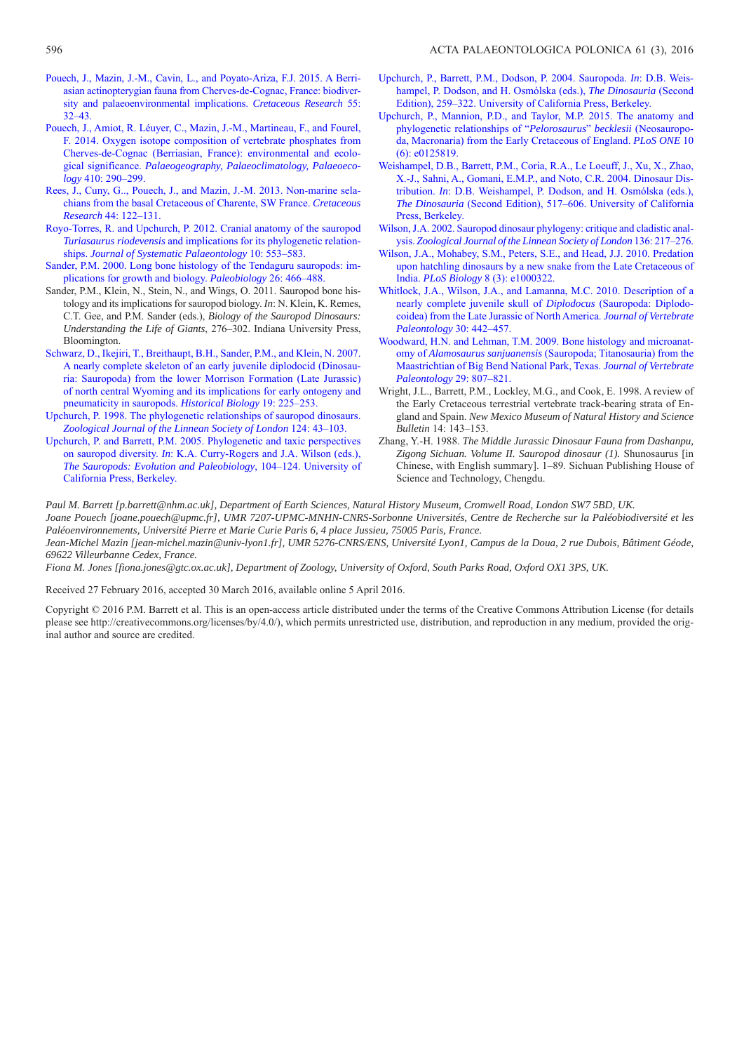Pouech, J., Mazin, J.-M., Cavin, L., and Poyato-Ariza, F.J. 2015. A Berriasian actinopterygian fauna from Cherves-de-Cognac, France: biodiversity and palaeoenvironmental implications. *Cretaceous Research* 55: 32–43.

Pouech, J., Amiot, R. Léuyer, C., Mazin, J.-M., Martineau, F., and Fourel, F. 2014. Oxygen isotope composition of vertebrate phosphates from Cherves-de-Cognac (Berriasian, France): environmental and ecological significance. *Palaeogeography, Palaeoclimatology, Palaeoecology* 410: 290–299.

Rees, J., Cuny, G.., Pouech, J., and Mazin, J.-M. 2013. Non-marine selachians from the basal Cretaceous of Charente, SW France. *Cretaceous Research* 44: 122–131.

Royo-Torres, R. and Upchurch, P. 2012. Cranial anatomy of the sauropod *Turiasaurus riodevensis* and implications for its phylogenetic relationships. *Journal of Systematic Palaeontology* 10: 553–583.

Sander, P.M. 2000. Long bone histology of the Tendaguru sauropods: implications for growth and biology. *Paleobiology* 26: 466–488.

Sander, P.M., Klein, N., Stein, N., and Wings, O. 2011. Sauropod bone histology and its implications for sauropod biology. *In*: N. Klein, K. Remes, C.T. Gee, and P.M. Sander (eds.), *Biology of the Sauropod Dinosaurs: Understanding the Life of Giants*, 276–302. Indiana University Press, Bloomington.

Schwarz, D., Ikejiri, T., Breithaupt, B.H., Sander, P.M., and Klein, N. 2007. A nearly complete skeleton of an early juvenile diplodocid (Dinosauria: Sauropoda) from the lower Morrison Formation (Late Jurassic) of north central Wyoming and its implications for early ontogeny and pneumaticity in sauropods. *Historical Biology* 19: 225–253.

Upchurch, P. 1998. The phylogenetic relationships of sauropod dinosaurs. *Zoological Journal of the Linnean Society of London* 124: 43–103.

Upchurch, P. and Barrett, P.M. 2005. Phylogenetic and taxic perspectives on sauropod diversity. *In*: K.A. Curry-Rogers and J.A. Wilson (eds.), *The Sauropods: Evolution and Paleobiology*, 104–124. University of California Press, Berkeley.

Upchurch, P., Barrett, P.M., Dodson, P. 2004. Sauropoda. *In*: D.B. Weishampel, P. Dodson, and H. Osmólska (eds.), *The Dinosauria* (Second Edition), 259–322. University of California Press, Berkeley.

Upchurch, P., Mannion, P.D., and Taylor, M.P. 2015. The anatomy and phylogenetic relationships of "*Pelorosaurus*" *becklesii* (Neosauropoda, Macronaria) from the Early Cretaceous of England. *PLoS ONE* 10 (6): e0125819.

Weishampel, D.B., Barrett, P.M., Coria, R.A., Le Loeuff, J., Xu, X., Zhao, X.-J., Sahni, A., Gomani, E.M.P., and Noto, C.R. 2004. Dinosaur Distribution. *In*: D.B. Weishampel, P. Dodson, and H. Osmólska (eds.), *The Dinosauria* (Second Edition), 517–606. University of California Press, Berkeley.

Wilson, J.A. 2002. Sauropod dinosaur phylogeny: critique and cladistic analysis. *Zoological Journal of the Linnean Society of London* 136: 217–276.

Wilson, J.A., Mohabey, S.M., Peters, S.E., and Head, J.J. 2010. Predation upon hatchling dinosaurs by a new snake from the Late Cretaceous of India. *PLoS Biology* 8 (3): e1000322.

Whitlock, J.A., Wilson, J.A., and Lamanna, M.C. 2010. Description of a nearly complete juvenile skull of *Diplodocus* (Sauropoda: Diplodocoidea) from the Late Jurassic of North America. *Journal of Vertebrate Paleontology* 30: 442–457.

Woodward, H.N. and Lehman, T.M. 2009. Bone histology and microanatomy of *Alamosaurus sanjuanensis* (Sauropoda; Titanosauria) from the Maastrichtian of Big Bend National Park, Texas. *Journal of Vertebrate Paleontology* 29: 807–821.

Wright, J.L., Barrett, P.M., Lockley, M.G., and Cook, E. 1998. A review of the Early Cretaceous terrestrial vertebrate track-bearing strata of England and Spain. *New Mexico Museum of Natural History and Science Bulletin* 14: 143–153.

Zhang, Y.-H. 1988. *The Middle Jurassic Dinosaur Fauna from Dashanpu, Zigong Sichuan. Volume II. Sauropod dinosaur (1).* Shunosaurus [in Chinese, with English summary]. 1–89. Sichuan Publishing House of Science and Technology, Chengdu.

*Paul M. Barrett [p.barrett@nhm.ac.uk], Department of Earth Sciences, Natural History Museum, Cromwell Road, London SW7 5BD, UK.*
*Joane Pouech [joane.pouech@upmc.fr], UMR 7207-UPMC-MNHN-CNRS-Sorbonne Universités, Centre de Recherche sur la Paléobiodiversité et les Paléoenvironnements, Université Pierre et Marie Curie Paris 6, 4 place Jussieu, 75005 Paris, France.*
*Jean-Michel Mazin [jean-michel.mazin@univ-lyon1.fr], UMR 5276-CNRS/ENS, Université Lyon1, Campus de la Doua, 2 rue Dubois, Bâtiment Géode, 69622 Villeurbanne Cedex, France.*
*Fiona M. Jones [fiona.jones@gtc.ox.ac.uk], Department of Zoology, University of Oxford, South Parks Road, Oxford OX1 3PS, UK.*

Received 27 February 2016, accepted 30 March 2016, available online 5 April 2016.

Copyright © 2016 P.M. Barrett et al. This is an open-access article distributed under the terms of the Creative Commons Attribution License (for details please see http://creativecommons.org/licenses/by/4.0/), which permits unrestricted use, distribution, and reproduction in any medium, provided the original author and source are credited.